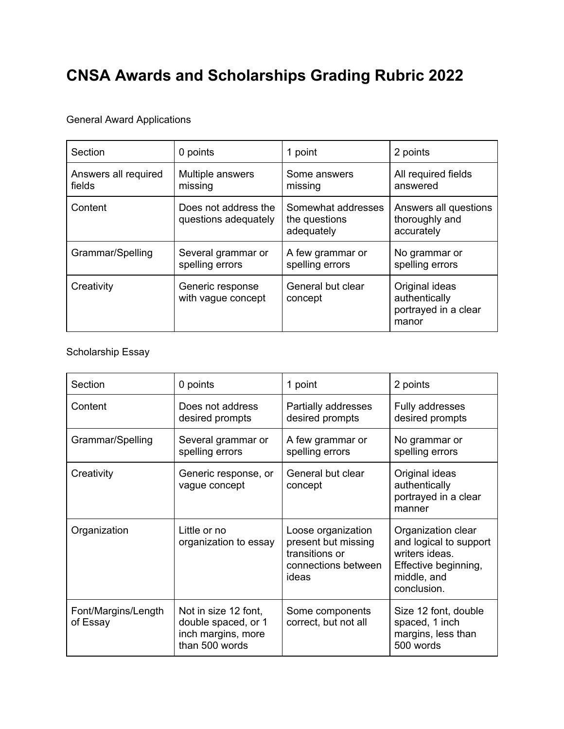# CNSA Awards and Scholarships Grading Rubric 2022

General Award Applications

| Section | 0 points | 1 point | 2 points |
|---|---|---|---|
| Answers all required fields | Multiple answers missing | Some answers missing | All required fields answered |
| Content | Does not address the questions adequately | Somewhat addresses the questions adequately | Answers all questions thoroughly and accurately |
| Grammar/Spelling | Several grammar or spelling errors | A few grammar or spelling errors | No grammar or spelling errors |
| Creativity | Generic response with vague concept | General but clear concept | Original ideas authentically portrayed in a clear manor |

Scholarship Essay

| Section | 0 points | 1 point | 2 points |
|---|---|---|---|
| Content | Does not address desired prompts | Partially addresses desired prompts | Fully addresses desired prompts |
| Grammar/Spelling | Several grammar or spelling errors | A few grammar or spelling errors | No grammar or spelling errors |
| Creativity | Generic response, or vague concept | General but clear concept | Original ideas authentically portrayed in a clear manner |
| Organization | Little or no organization to essay | Loose organization present but missing transitions or connections between ideas | Organization clear and logical to support writers ideas. Effective beginning, middle, and conclusion. |
| Font/Margins/Length of Essay | Not in size 12 font, double spaced, or 1 inch margins, more than 500 words | Some components correct, but not all | Size 12 font, double spaced, 1 inch margins, less than 500 words |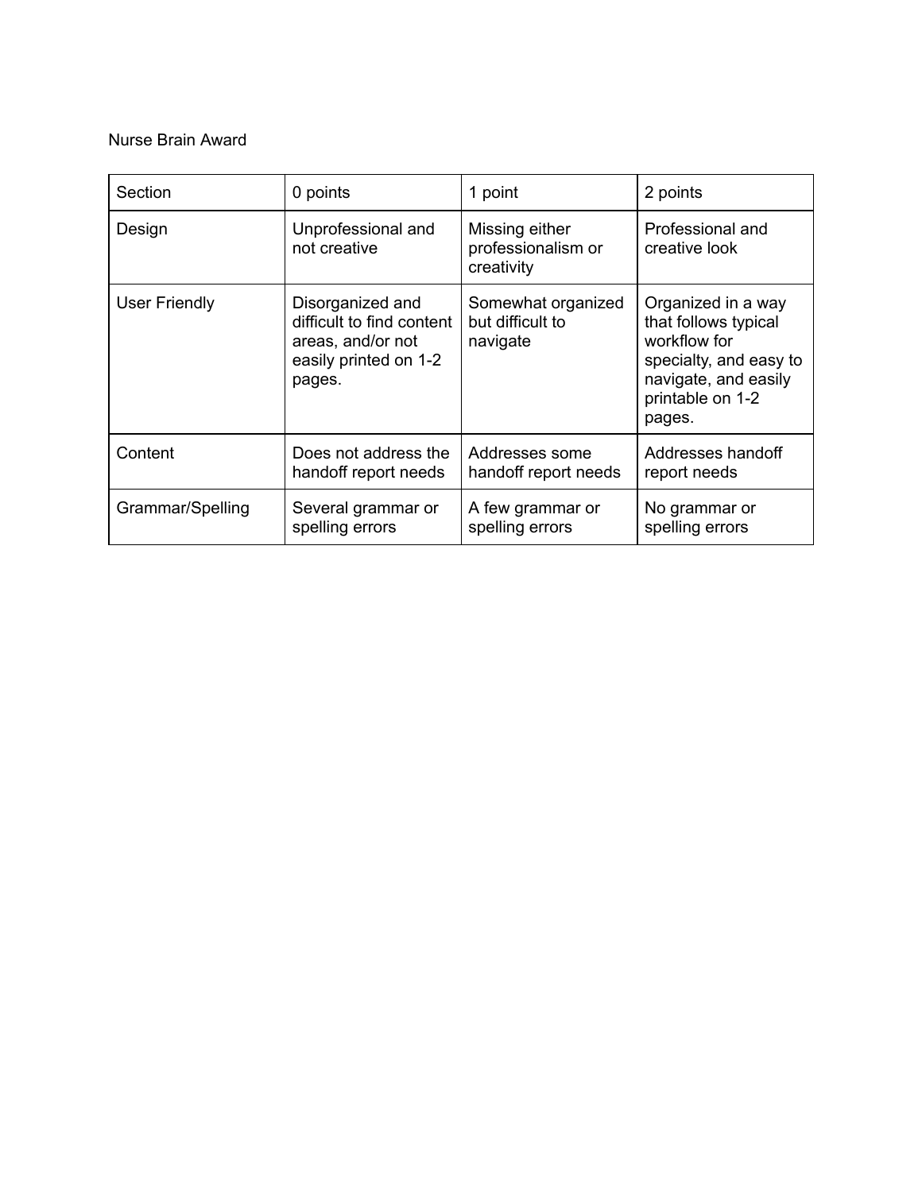Nurse Brain Award

| Section | 0 points | 1 point | 2 points |
|---|---|---|---|
| Design | Unprofessional and not creative | Missing either professionalism or creativity | Professional and creative look |
| User Friendly | Disorganized and difficult to find content areas, and/or not easily printed on 1-2 pages. | Somewhat organized but difficult to navigate | Organized in a way that follows typical workflow for specialty, and easy to navigate, and easily printable on 1-2 pages. |
| Content | Does not address the handoff report needs | Addresses some handoff report needs | Addresses handoff report needs |
| Grammar/Spelling | Several grammar or spelling errors | A few grammar or spelling errors | No grammar or spelling errors |